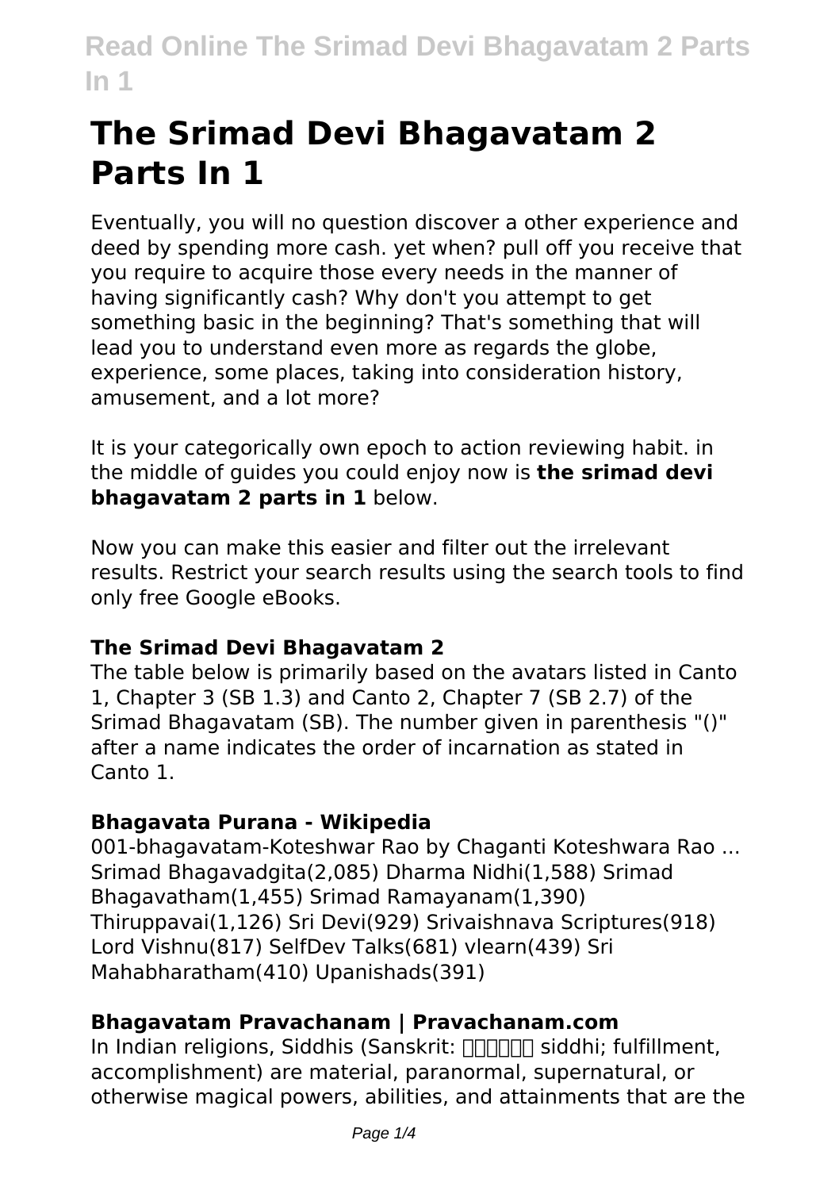# The Srimad Devi Bhagavatam 2 Parts In 1

Eventually, you will no question discover a other experience and deed by spending more cash. yet when? pull off you receive that you require to acquire those every needs in the manner of having significantly cash? Why don't you attempt to get something basic in the beginning? That's something that will lead you to understand even more as regards the globe, experience, some places, taking into consideration history, amusement, and a lot more?

It is your categorically own epoch to action reviewing habit. in the middle of guides you could enjoy now is **the srimad devi bhagavatam 2 parts in 1** below.

Now you can make this easier and filter out the irrelevant results. Restrict your search results using the search tools to find only free Google eBooks.

### The Srimad Devi Bhagavatam 2

The table below is primarily based on the avatars listed in Canto 1, Chapter 3 (SB 1.3) and Canto 2, Chapter 7 (SB 2.7) of the Srimad Bhagavatam (SB). The number given in parenthesis "()" after a name indicates the order of incarnation as stated in Canto 1.

### Bhagavata Purana - Wikipedia

001-bhagavatam-Koteshwar Rao by Chaganti Koteshwara Rao ... Srimad Bhagavadgita(2,085) Dharma Nidhi(1,588) Srimad Bhagavatham(1,455) Srimad Ramayanam(1,390) Thiruppavai(1,126) Sri Devi(929) Srivaishnava Scriptures(918) Lord Vishnu(817) SelfDev Talks(681) vlearn(439) Sri Mahabharatham(410) Upanishads(391)

### Bhagavatam Pravachanam | Pravachanam.com

In Indian religions, Siddhis (Sanskrit: सिद्धि siddhi; fulfillment, accomplishment) are material, paranormal, supernatural, or otherwise magical powers, abilities, and attainments that are the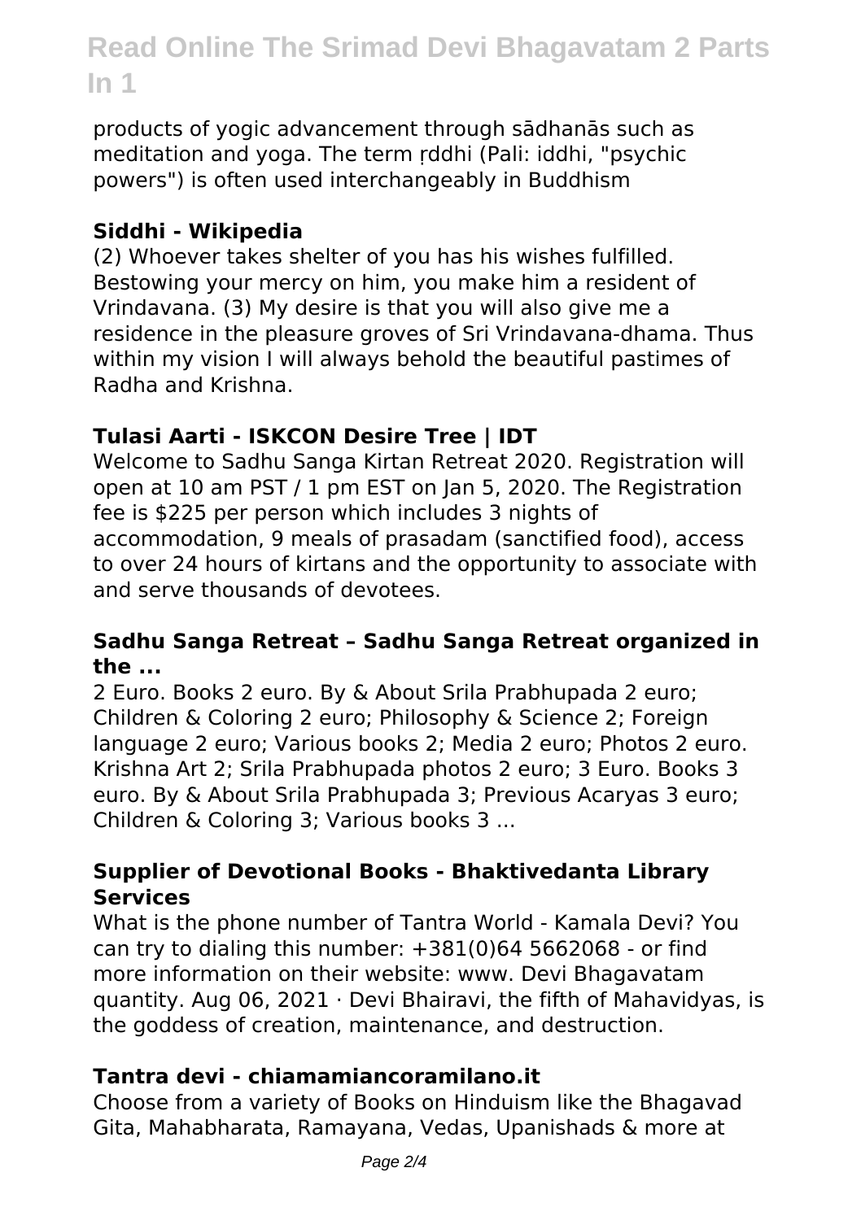products of yogic advancement through sādhanās such as meditation and yoga. The term ṛddhi (Pali: iddhi, "psychic powers") is often used interchangeably in Buddhism

### Siddhi - Wikipedia

(2) Whoever takes shelter of you has his wishes fulfilled. Bestowing your mercy on him, you make him a resident of Vrindavana. (3) My desire is that you will also give me a residence in the pleasure groves of Sri Vrindavana-dhama. Thus within my vision I will always behold the beautiful pastimes of Radha and Krishna.

### Tulasi Aarti - ISKCON Desire Tree | IDT

Welcome to Sadhu Sanga Kirtan Retreat 2020. Registration will open at 10 am PST / 1 pm EST on Jan 5, 2020. The Registration fee is $225 per person which includes 3 nights of accommodation, 9 meals of prasadam (sanctified food), access to over 24 hours of kirtans and the opportunity to associate with and serve thousands of devotees.

### Sadhu Sanga Retreat – Sadhu Sanga Retreat organized in the ...

2 Euro. Books 2 euro. By & About Srila Prabhupada 2 euro; Children & Coloring 2 euro; Philosophy & Science 2; Foreign language 2 euro; Various books 2; Media 2 euro; Photos 2 euro. Krishna Art 2; Srila Prabhupada photos 2 euro; 3 Euro. Books 3 euro. By & About Srila Prabhupada 3; Previous Acaryas 3 euro; Children & Coloring 3; Various books 3 ...

### Supplier of Devotional Books - Bhaktivedanta Library Services

What is the phone number of Tantra World - Kamala Devi? You can try to dialing this number: +381(0)64 5662068 - or find more information on their website: www. Devi Bhagavatam quantity. Aug 06, 2021 · Devi Bhairavi, the fifth of Mahavidyas, is the goddess of creation, maintenance, and destruction.

### Tantra devi - chiamamiancoramilano.it

Choose from a variety of Books on Hinduism like the Bhagavad Gita, Mahabharata, Ramayana, Vedas, Upanishads & more at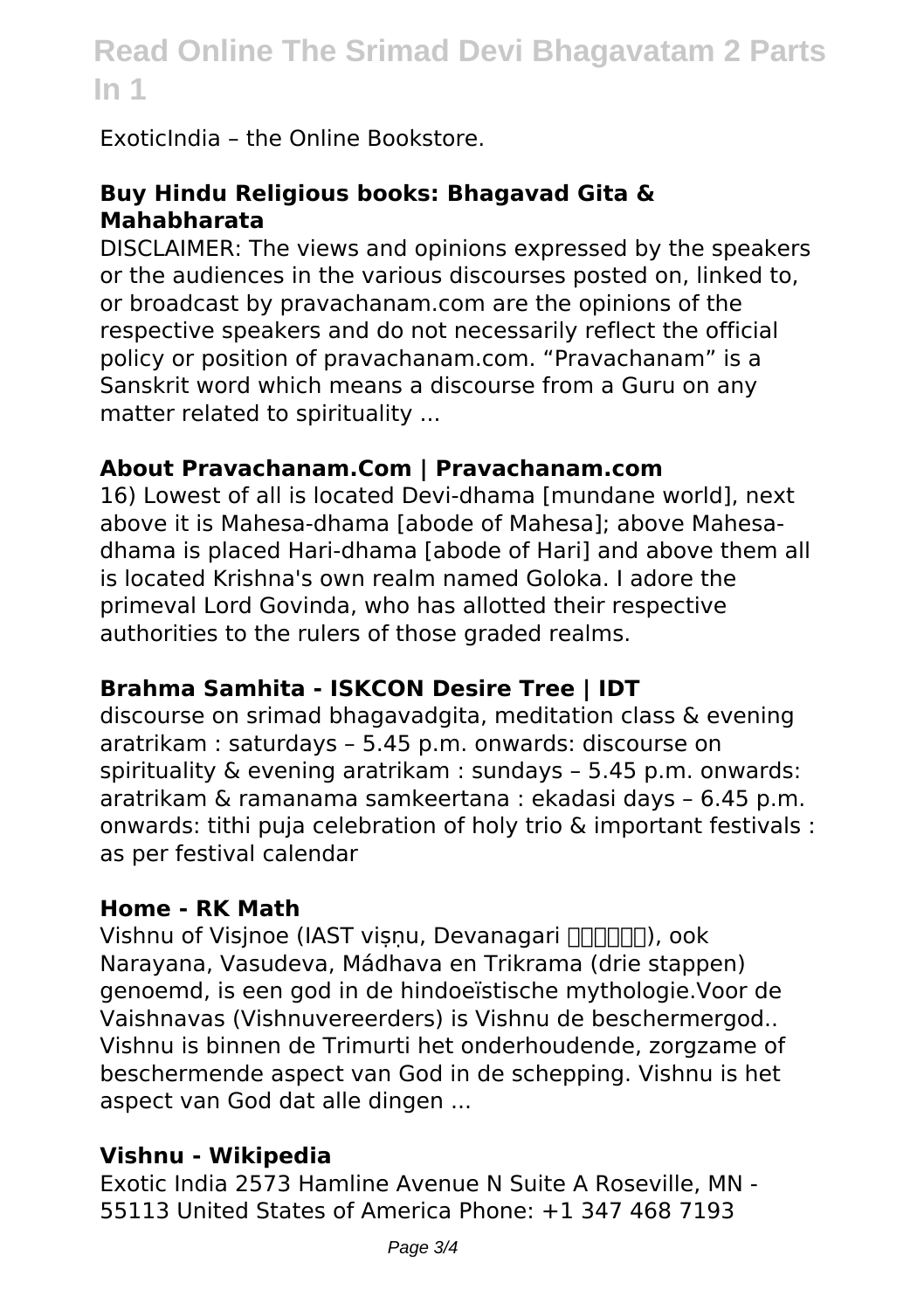ExoticIndia – the Online Bookstore.

### **Buy Hindu Religious books: Bhagavad Gita & Mahabharata**

DISCLAIMER: The views and opinions expressed by the speakers or the audiences in the various discourses posted on, linked to, or broadcast by pravachanam.com are the opinions of the respective speakers and do not necessarily reflect the official policy or position of pravachanam.com. "Pravachanam" is a Sanskrit word which means a discourse from a Guru on any matter related to spirituality ...

### **About Pravachanam.Com | Pravachanam.com**

16) Lowest of all is located Devi-dhama [mundane world], next above it is Mahesa-dhama [abode of Mahesa]; above Mahesa-dhama is placed Hari-dhama [abode of Hari] and above them all is located Krishna's own realm named Goloka. I adore the primeval Lord Govinda, who has allotted their respective authorities to the rulers of those graded realms.

### **Brahma Samhita - ISKCON Desire Tree | IDT**

discourse on srimad bhagavadgita, meditation class & evening aratrikam : saturdays – 5.45 p.m. onwards: discourse on spirituality & evening aratrikam : sundays – 5.45 p.m. onwards: aratrikam & ramanama samkeertana : ekadasi days – 6.45 p.m. onwards: tithi puja celebration of holy trio & important festivals : as per festival calendar

### **Home - RK Math**

Vishnu of Visjnoe (IAST viṣṇu, Devanagari विष्णु), ook Narayana, Vasudeva, Mádhava en Trikrama (drie stappen) genoemd, is een god in de hindoeïstische mythologie.Voor de Vaishnavas (Vishnuvereerders) is Vishnu de beschermergod.. Vishnu is binnen de Trimurti het onderhoudende, zorgzame of beschermende aspect van God in de schepping. Vishnu is het aspect van God dat alle dingen ...

### **Vishnu - Wikipedia**

Exotic India 2573 Hamline Avenue N Suite A Roseville, MN - 55113 United States of America Phone: +1 347 468 7193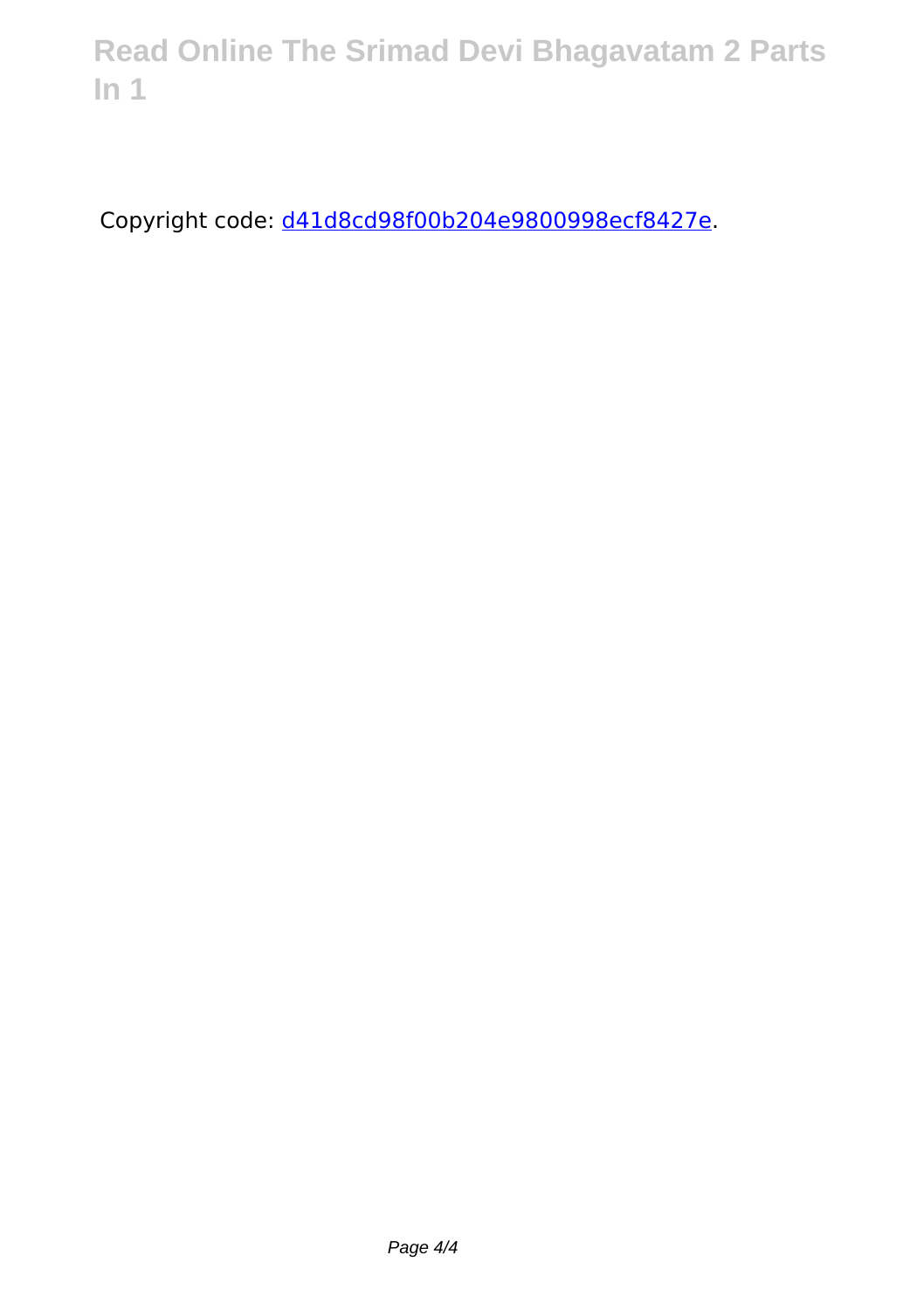Copyright code: [d41d8cd98f00b204e9800998ecf8427e](d41d8cd98f00b204e9800998ecf8427e).